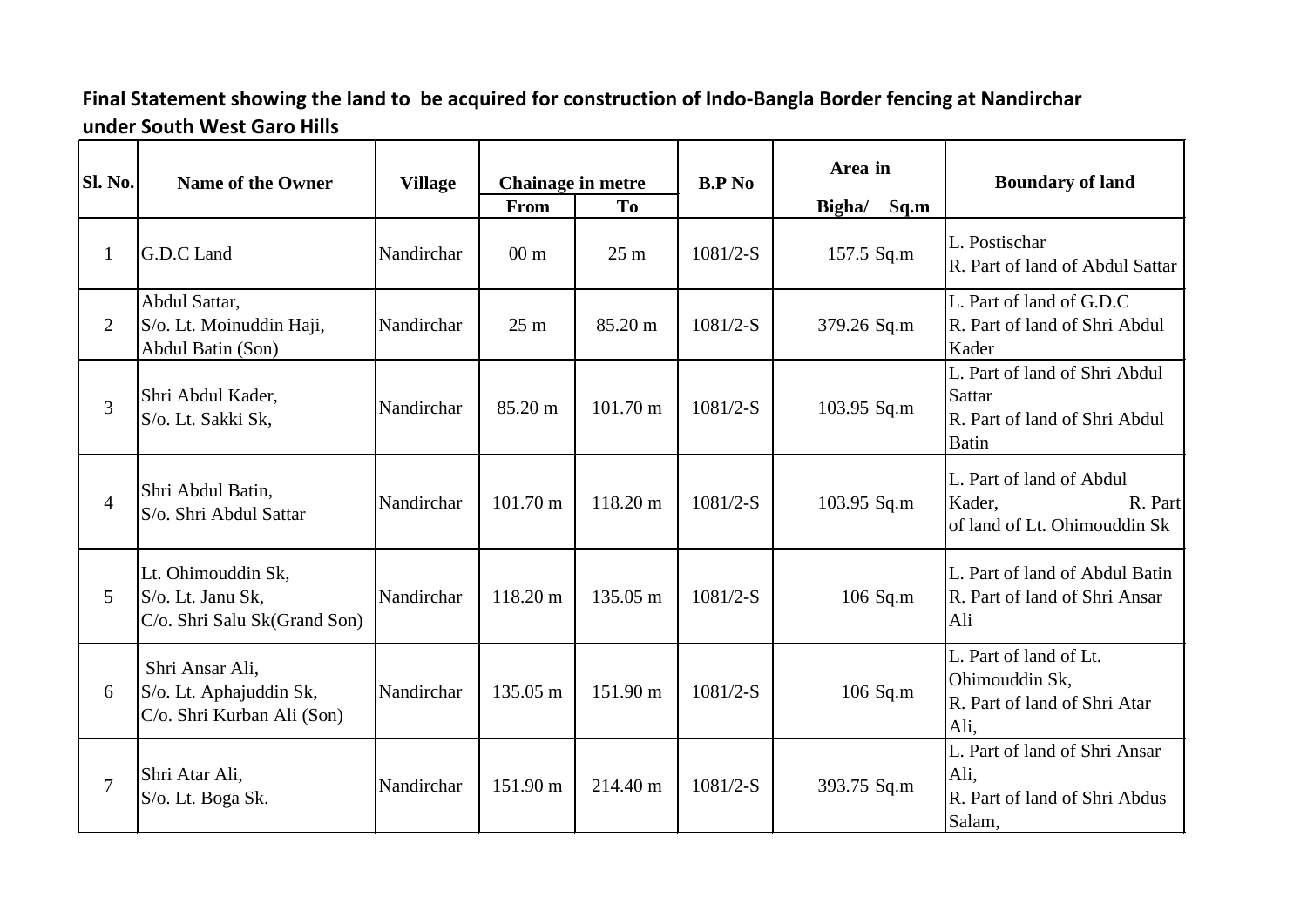**Final Statement showing the land to be acquired for construction of Indo-Bangla Border fencing at Nandirchar under South West Garo Hills**

| Sl. No. | Name of the Owner | Village | Chainage in metre | | B.P No | Area in Bigha/ Sq.m | Boundary of land |
|---|---|---|---|---|---|---|---|
| | | | From | To | | | |
| 1 | G.D.C Land | Nandirchar | 00 m | 25 m | 1081/2-S | 157.5 Sq.m | L. Postischar<br>R. Part of land of Abdul Sattar |
| 2 | Abdul Sattar,<br>S/o. Lt. Moinuddin Haji,<br>Abdul Batin (Son) | Nandirchar | 25 m | 85.20 m | 1081/2-S | 379.26 Sq.m | L. Part of land of G.D.C<br>R. Part of land of Shri Abdul Kader |
| 3 | Shri Abdul Kader,<br>S/o. Lt. Sakki Sk, | Nandirchar | 85.20 m | 101.70 m | 1081/2-S | 103.95 Sq.m | L. Part of land of Shri Abdul Sattar<br>R. Part of land of Shri Abdul Batin |
| 4 | Shri Abdul Batin,<br>S/o. Shri Abdul Sattar | Nandirchar | 101.70 m | 118.20 m | 1081/2-S | 103.95 Sq.m | L. Part of land of Abdul Kader, R. Part of land of Lt. Ohimouddin Sk |
| 5 | Lt. Ohimouddin Sk,<br>S/o. Lt. Janu Sk,<br>C/o. Shri Salu Sk(Grand Son) | Nandirchar | 118.20 m | 135.05 m | 1081/2-S | 106 Sq.m | L. Part of land of Abdul Batin<br>R. Part of land of Shri Ansar Ali |
| 6 | Shri Ansar Ali,<br>S/o. Lt. Aphajuddin Sk,<br>C/o. Shri Kurban Ali (Son) | Nandirchar | 135.05 m | 151.90 m | 1081/2-S | 106 Sq.m | L. Part of land of Lt. Ohimouddin Sk,<br>R. Part of land of Shri Atar Ali, |
| 7 | Shri Atar Ali,<br>S/o. Lt. Boga Sk. | Nandirchar | 151.90 m | 214.40 m | 1081/2-S | 393.75 Sq.m | L. Part of land of Shri Ansar Ali,<br>R. Part of land of Shri Abdus Salam, |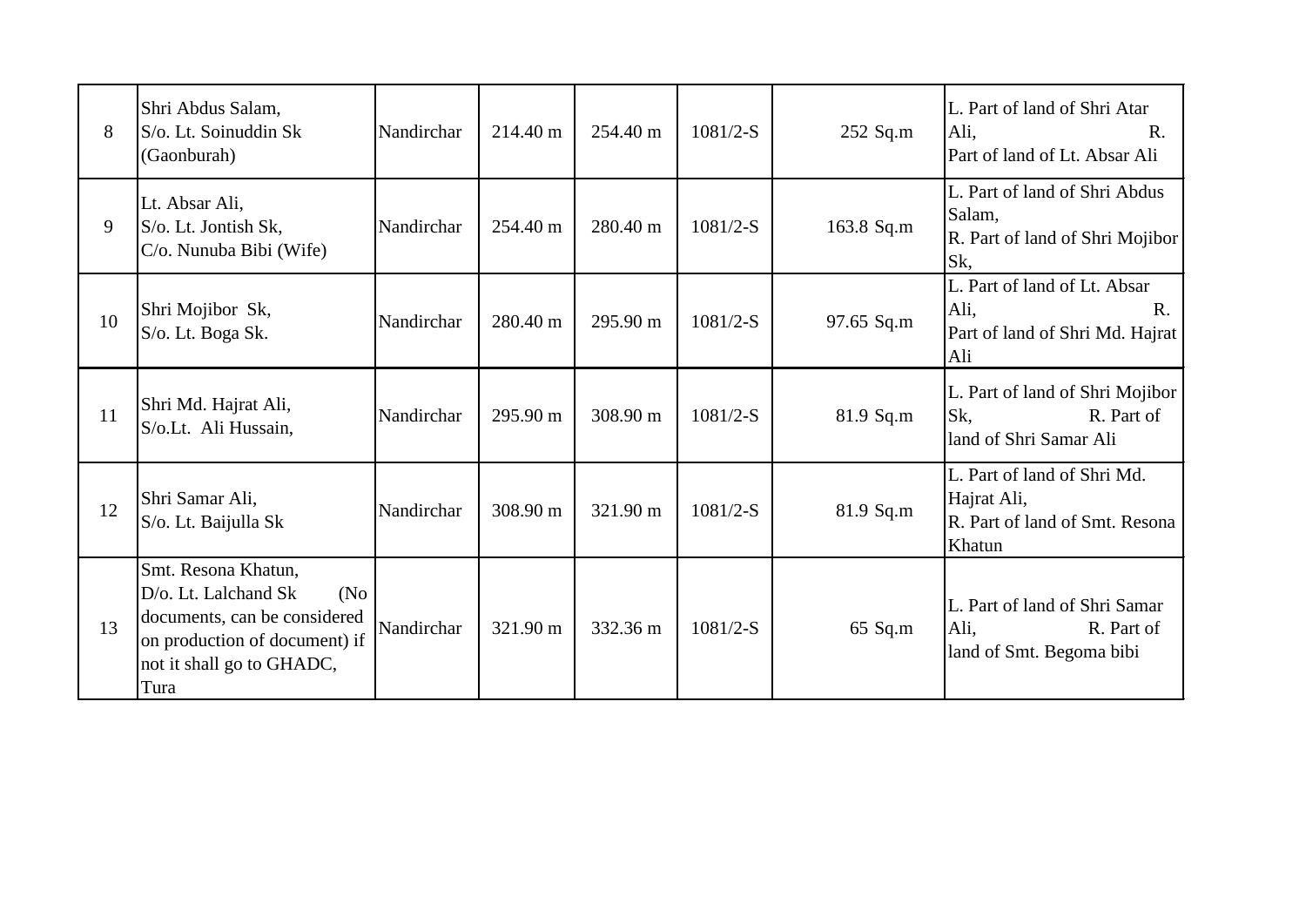| | | | | | | | |
|---|---|---|---|---|---|---|---|
| 8 | Shri Abdus Salam, S/o. Lt. Soinuddin Sk (Gaonburah) | Nandirchar | 214.40 m | 254.40 m | 1081/2-S | 252 Sq.m | L. Part of land of Shri Atar Ali, R. Part of land of Lt. Absar Ali |
| 9 | Lt. Absar Ali, S/o. Lt. Jontish Sk, C/o. Nunuba Bibi (Wife) | Nandirchar | 254.40 m | 280.40 m | 1081/2-S | 163.8 Sq.m | L. Part of land of Shri Abdus Salam, R. Part of land of Shri Mojibor Sk, |
| 10 | Shri Mojibor Sk, S/o. Lt. Boga Sk. | Nandirchar | 280.40 m | 295.90 m | 1081/2-S | 97.65 Sq.m | L. Part of land of Lt. Absar Ali, R. Part of land of Shri Md. Hajrat Ali |
| 11 | Shri Md. Hajrat Ali, S/o.Lt. Ali Hussain, | Nandirchar | 295.90 m | 308.90 m | 1081/2-S | 81.9 Sq.m | L. Part of land of Shri Mojibor Sk, R. Part of land of Shri Samar Ali |
| 12 | Shri Samar Ali, S/o. Lt. Baijulla Sk | Nandirchar | 308.90 m | 321.90 m | 1081/2-S | 81.9 Sq.m | L. Part of land of Shri Md. Hajrat Ali, R. Part of land of Smt. Resona Khatun |
| 13 | Smt. Resona Khatun, D/o. Lt. Lalchand Sk (No documents, can be considered on production of document) if not it shall go to GHADC, Tura | Nandirchar | 321.90 m | 332.36 m | 1081/2-S | 65 Sq.m | L. Part of land of Shri Samar Ali, R. Part of land of Smt. Begoma bibi |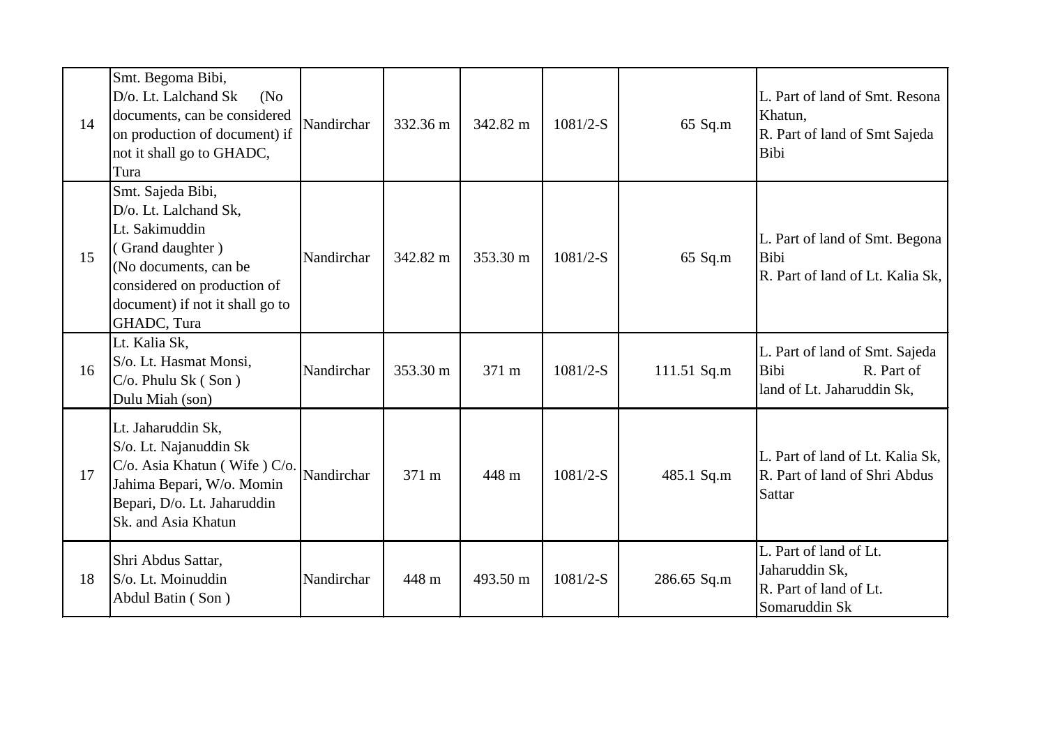| | | | | | | | |
|---|---|---|---|---|---|---|---|
| 14 | Smt. Begoma Bibi, D/o. Lt. Lalchand Sk (No documents, can be considered on production of document) if not it shall go to GHADC, Tura | Nandirchar | 332.36 m | 342.82 m | 1081/2-S | 65 Sq.m | L. Part of land of Smt. Resona Khatun, R. Part of land of Smt Sajeda Bibi |
| 15 | Smt. Sajeda Bibi, D/o. Lt. Lalchand Sk, Lt. Sakimuddin ( Grand daughter ) (No documents, can be considered on production of document) if not it shall go to GHADC, Tura | Nandirchar | 342.82 m | 353.30 m | 1081/2-S | 65 Sq.m | L. Part of land of Smt. Begona Bibi R. Part of land of Lt. Kalia Sk, |
| 16 | Lt. Kalia Sk, S/o. Lt. Hasmat Monsi, C/o. Phulu Sk ( Son ) Dulu Miah (son) | Nandirchar | 353.30 m | 371 m | 1081/2-S | 111.51 Sq.m | L. Part of land of Smt. Sajeda Bibi R. Part of land of Lt. Jaharuddin Sk, |
| 17 | Lt. Jaharuddin Sk, S/o. Lt. Najanuddin Sk C/o. Asia Khatun ( Wife ) C/o. Jahima Bepari, W/o. Momin Bepari, D/o. Lt. Jaharuddin Sk. and Asia Khatun | Nandirchar | 371 m | 448 m | 1081/2-S | 485.1 Sq.m | L. Part of land of Lt. Kalia Sk, R. Part of land of Shri Abdus Sattar |
| 18 | Shri Abdus Sattar, S/o. Lt. Moinuddin Abdul Batin ( Son ) | Nandirchar | 448 m | 493.50 m | 1081/2-S | 286.65 Sq.m | L. Part of land of Lt. Jaharuddin Sk, R. Part of land of Lt. Somaruddin Sk |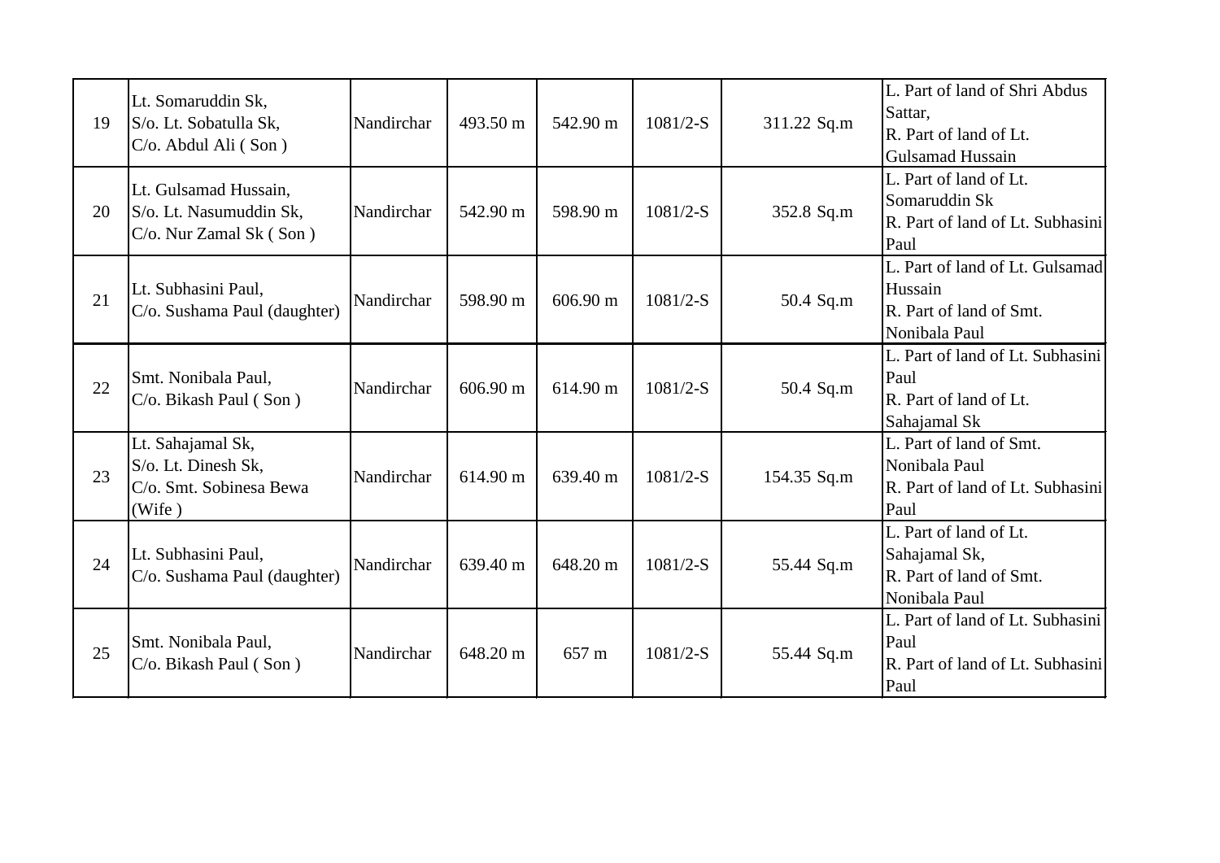| | | | | | | | |
|---|---|---|---|---|---|---|---|
| 19 | Lt. Somaruddin Sk, S/o. Lt. Sobatulla Sk, C/o. Abdul Ali ( Son ) | Nandirchar | 493.50 m | 542.90 m | 1081/2-S | 311.22 Sq.m | L. Part of land of Shri Abdus Sattar, R. Part of land of Lt. Gulsamad Hussain |
| 20 | Lt. Gulsamad Hussain, S/o. Lt. Nasumuddin Sk, C/o. Nur Zamal Sk ( Son ) | Nandirchar | 542.90 m | 598.90 m | 1081/2-S | 352.8 Sq.m | L. Part of land of Lt. Somaruddin Sk R. Part of land of Lt. Subhasini Paul |
| 21 | Lt. Subhasini Paul, C/o. Sushama Paul (daughter) | Nandirchar | 598.90 m | 606.90 m | 1081/2-S | 50.4 Sq.m | L. Part of land of Lt. Gulsamad Hussain R. Part of land of Smt. Nonibala Paul |
| 22 | Smt. Nonibala Paul, C/o. Bikash Paul ( Son ) | Nandirchar | 606.90 m | 614.90 m | 1081/2-S | 50.4 Sq.m | L. Part of land of Lt. Subhasini Paul R. Part of land of Lt. Sahajamal Sk |
| 23 | Lt. Sahajamal Sk, S/o. Lt. Dinesh Sk, C/o. Smt. Sobinesa Bewa (Wife ) | Nandirchar | 614.90 m | 639.40 m | 1081/2-S | 154.35 Sq.m | L. Part of land of Smt. Nonibala Paul R. Part of land of Lt. Subhasini Paul |
| 24 | Lt. Subhasini Paul, C/o. Sushama Paul (daughter) | Nandirchar | 639.40 m | 648.20 m | 1081/2-S | 55.44 Sq.m | L. Part of land of Lt. Sahajamal Sk, R. Part of land of Smt. Nonibala Paul |
| 25 | Smt. Nonibala Paul, C/o. Bikash Paul ( Son ) | Nandirchar | 648.20 m | 657 m | 1081/2-S | 55.44 Sq.m | L. Part of land of Lt. Subhasini Paul R. Part of land of Lt. Subhasini Paul |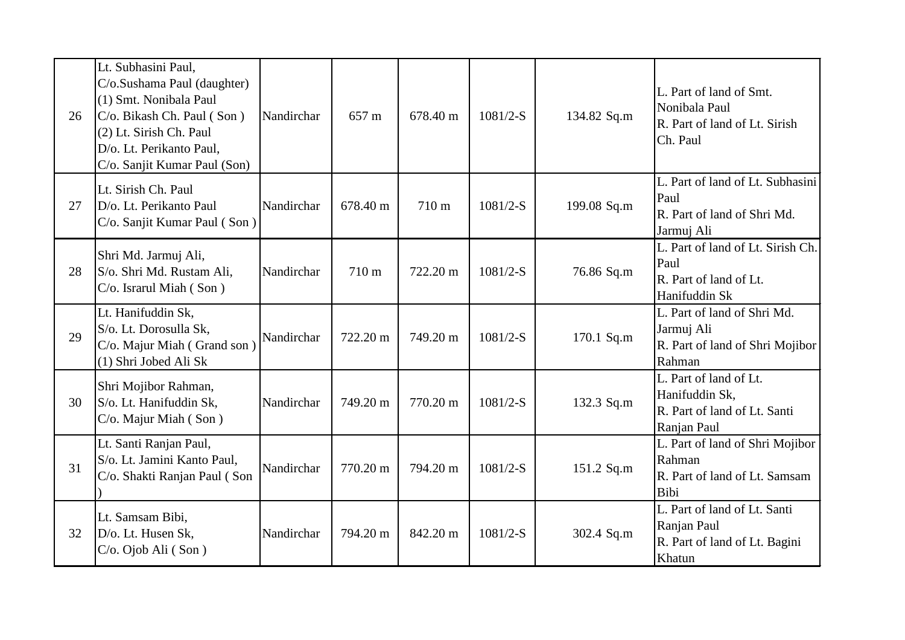| | | | | | | | |
|---|---|---|---|---|---|---|---|
| 26 | Lt. Subhasini Paul, C/o.Sushama Paul (daughter) (1) Smt. Nonibala Paul C/o. Bikash Ch. Paul ( Son ) (2) Lt. Sirish Ch. Paul D/o. Lt. Perikanto Paul, C/o. Sanjit Kumar Paul (Son) | Nandirchar | 657 m | 678.40 m | 1081/2-S | 134.82 Sq.m | L. Part of land of Smt. Nonibala Paul R. Part of land of Lt. Sirish Ch. Paul |
| 27 | Lt. Sirish Ch. Paul D/o. Lt. Perikanto Paul C/o. Sanjit Kumar Paul ( Son ) | Nandirchar | 678.40 m | 710 m | 1081/2-S | 199.08 Sq.m | L. Part of land of Lt. Subhasini Paul R. Part of land of Shri Md. Jarmuj Ali |
| 28 | Shri Md. Jarmuj Ali, S/o. Shri Md. Rustam Ali, C/o. Israrul Miah ( Son ) | Nandirchar | 710 m | 722.20 m | 1081/2-S | 76.86 Sq.m | L. Part of land of Lt. Sirish Ch. Paul R. Part of land of Lt. Hanifuddin Sk |
| 29 | Lt. Hanifuddin Sk, S/o. Lt. Dorosulla Sk, C/o. Majur Miah ( Grand son ) (1) Shri Jobed Ali Sk | Nandirchar | 722.20 m | 749.20 m | 1081/2-S | 170.1 Sq.m | L. Part of land of Shri Md. Jarmuj Ali R. Part of land of Shri Mojibor Rahman |
| 30 | Shri Mojibor Rahman, S/o. Lt. Hanifuddin Sk, C/o. Majur Miah ( Son ) | Nandirchar | 749.20 m | 770.20 m | 1081/2-S | 132.3 Sq.m | L. Part of land of Lt. Hanifuddin Sk, R. Part of land of Lt. Santi Ranjan Paul |
| 31 | Lt. Santi Ranjan Paul, S/o. Lt. Jamini Kanto Paul, C/o. Shakti Ranjan Paul ( Son ) | Nandirchar | 770.20 m | 794.20 m | 1081/2-S | 151.2 Sq.m | L. Part of land of Shri Mojibor Rahman R. Part of land of Lt. Samsam Bibi |
| 32 | Lt. Samsam Bibi, D/o. Lt. Husen Sk, C/o. Ojob Ali ( Son ) | Nandirchar | 794.20 m | 842.20 m | 1081/2-S | 302.4 Sq.m | L. Part of land of Lt. Santi Ranjan Paul R. Part of land of Lt. Bagini Khatun |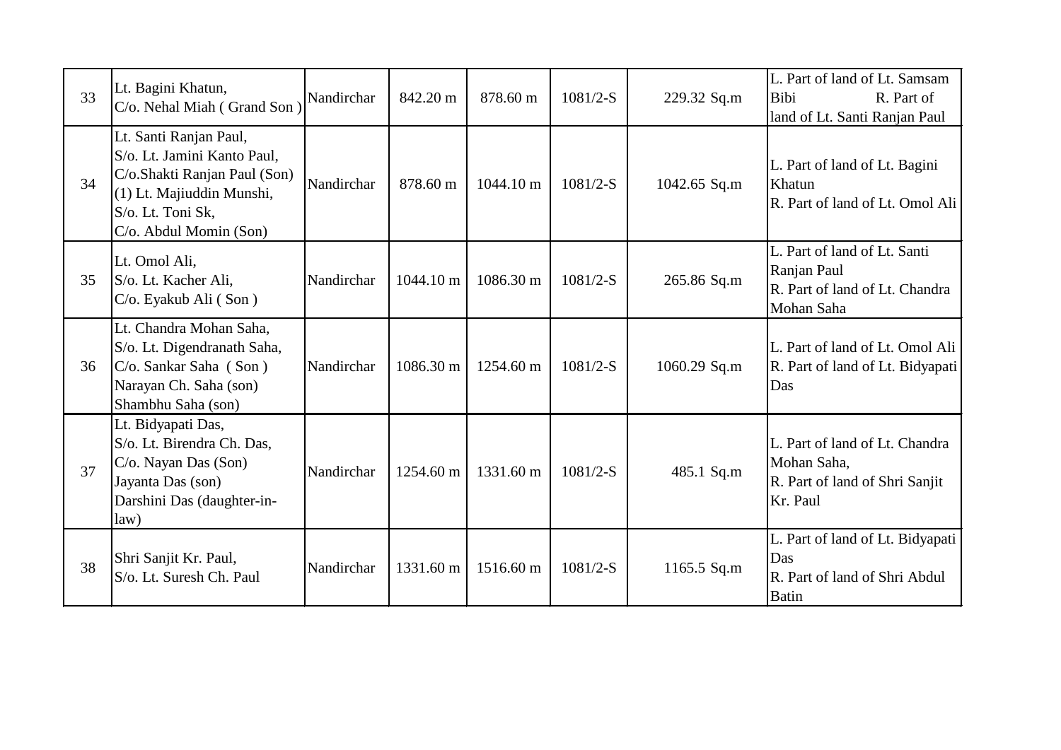| | | | | | | | |
|---|---|---|---|---|---|---|---|
| 33 | Lt. Bagini Khatun, C/o. Nehal Miah ( Grand Son ) | Nandirchar | 842.20 m | 878.60 m | 1081/2-S | 229.32 Sq.m | L. Part of land of Lt. Samsam Bibi R. Part of land of Lt. Santi Ranjan Paul |
| 34 | Lt. Santi Ranjan Paul, S/o. Lt. Jamini Kanto Paul, C/o.Shakti Ranjan Paul (Son) (1) Lt. Majiuddin Munshi, S/o. Lt. Toni Sk, C/o. Abdul Momin (Son) | Nandirchar | 878.60 m | 1044.10 m | 1081/2-S | 1042.65 Sq.m | L. Part of land of Lt. Bagini Khatun R. Part of land of Lt. Omol Ali |
| 35 | Lt. Omol Ali, S/o. Lt. Kacher Ali, C/o. Eyakub Ali ( Son ) | Nandirchar | 1044.10 m | 1086.30 m | 1081/2-S | 265.86 Sq.m | L. Part of land of Lt. Santi Ranjan Paul R. Part of land of Lt. Chandra Mohan Saha |
| 36 | Lt. Chandra Mohan Saha, S/o. Lt. Digendranath Saha, C/o. Sankar Saha ( Son ) Narayan Ch. Saha (son) Shambhu Saha (son) | Nandirchar | 1086.30 m | 1254.60 m | 1081/2-S | 1060.29 Sq.m | L. Part of land of Lt. Omol Ali R. Part of land of Lt. Bidyapati Das |
| 37 | Lt. Bidyapati Das, S/o. Lt. Birendra Ch. Das, C/o. Nayan Das (Son) Jayanta Das (son) Darshini Das (daughter-in-law) | Nandirchar | 1254.60 m | 1331.60 m | 1081/2-S | 485.1 Sq.m | L. Part of land of Lt. Chandra Mohan Saha, R. Part of land of Shri Sanjit Kr. Paul |
| 38 | Shri Sanjit Kr. Paul, S/o. Lt. Suresh Ch. Paul | Nandirchar | 1331.60 m | 1516.60 m | 1081/2-S | 1165.5 Sq.m | L. Part of land of Lt. Bidyapati Das R. Part of land of Shri Abdul Batin |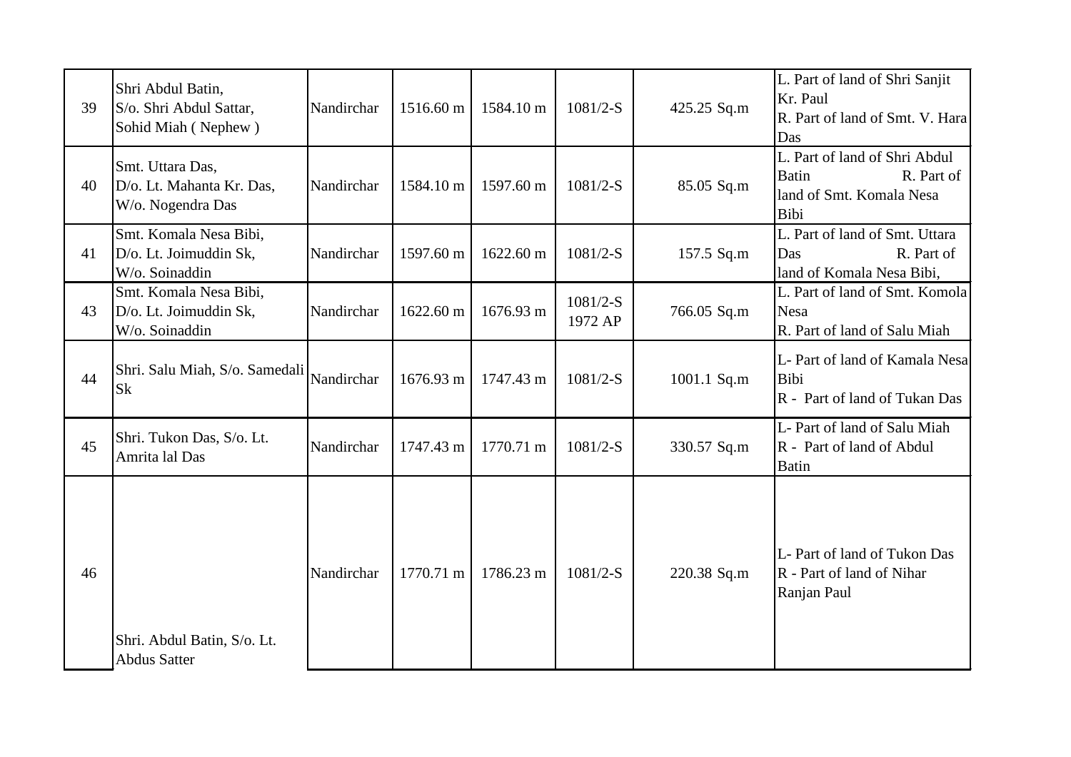| | | | | | | | |
|---|---|---|---|---|---|---|---|
| 39 | Shri Abdul Batin, S/o. Shri Abdul Sattar, Sohid Miah ( Nephew ) | Nandirchar | 1516.60 m | 1584.10 m | 1081/2-S | 425.25 Sq.m | L. Part of land of Shri Sanjit Kr. Paul R. Part of land of Smt. V. Hara Das |
| 40 | Smt. Uttara Das, D/o. Lt. Mahanta Kr. Das, W/o. Nogendra Das | Nandirchar | 1584.10 m | 1597.60 m | 1081/2-S | 85.05 Sq.m | L. Part of land of Shri Abdul Batin R. Part of land of Smt. Komala Nesa Bibi |
| 41 | Smt. Komala Nesa Bibi, D/o. Lt. Joimuddin Sk, W/o. Soinaddin | Nandirchar | 1597.60 m | 1622.60 m | 1081/2-S | 157.5 Sq.m | L. Part of land of Smt. Uttara Das R. Part of land of Komala Nesa Bibi, |
| 43 | Smt. Komala Nesa Bibi, D/o. Lt. Joimuddin Sk, W/o. Soinaddin | Nandirchar | 1622.60 m | 1676.93 m | 1081/2-S 1972 AP | 766.05 Sq.m | L. Part of land of Smt. Komola Nesa R. Part of land of Salu Miah |
| 44 | Shri. Salu Miah, S/o. Samedali Sk | Nandirchar | 1676.93 m | 1747.43 m | 1081/2-S | 1001.1 Sq.m | L- Part of land of Kamala Nesa Bibi R - Part of land of Tukan Das |
| 45 | Shri. Tukon Das, S/o. Lt. Amrita lal Das | Nandirchar | 1747.43 m | 1770.71 m | 1081/2-S | 330.57 Sq.m | L- Part of land of Salu Miah R - Part of land of Abdul Batin |
| 46 | Shri. Abdul Batin, S/o. Lt. Abdus Satter | Nandirchar | 1770.71 m | 1786.23 m | 1081/2-S | 220.38 Sq.m | L- Part of land of Tukon Das R - Part of land of Nihar Ranjan Paul |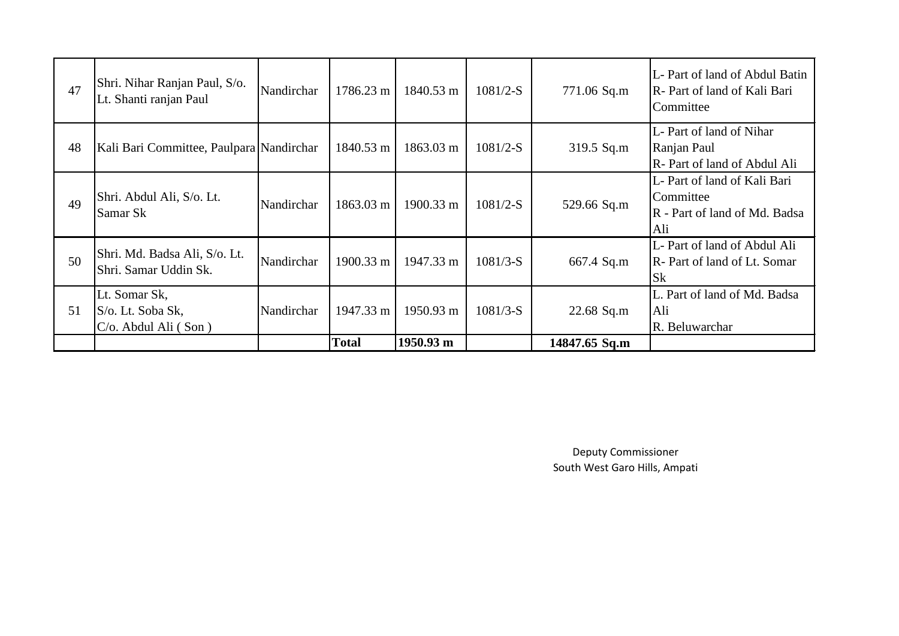| | | | | | | | |
|---|---|---|---|---|---|---|---|
| 47 | Shri. Nihar Ranjan Paul, S/o. Lt. Shanti ranjan Paul | Nandirchar | 1786.23 m | 1840.53 m | 1081/2-S | 771.06 Sq.m | L- Part of land of Abdul Batin R- Part of land of Kali Bari Committee |
| 48 | Kali Bari Committee, Paulpara | Nandirchar | 1840.53 m | 1863.03 m | 1081/2-S | 319.5 Sq.m | L- Part of land of Nihar Ranjan Paul R- Part of land of Abdul Ali |
| 49 | Shri. Abdul Ali, S/o. Lt. Samar Sk | Nandirchar | 1863.03 m | 1900.33 m | 1081/2-S | 529.66 Sq.m | L- Part of land of Kali Bari Committee R - Part of land of Md. Badsa Ali |
| 50 | Shri. Md. Badsa Ali, S/o. Lt. Shri. Samar Uddin Sk. | Nandirchar | 1900.33 m | 1947.33 m | 1081/3-S | 667.4 Sq.m | L- Part of land of Abdul Ali R- Part of land of Lt. Somar Sk |
| 51 | Lt. Somar Sk, S/o. Lt. Soba Sk, C/o. Abdul Ali ( Son ) | Nandirchar | 1947.33 m | 1950.93 m | 1081/3-S | 22.68 Sq.m | L. Part of land of Md. Badsa Ali R. Beluwarchar |
| | | | **Total** | **1950.93 m** | | **14847.65 Sq.m** | |

Deputy Commissioner
South West Garo Hills, Ampati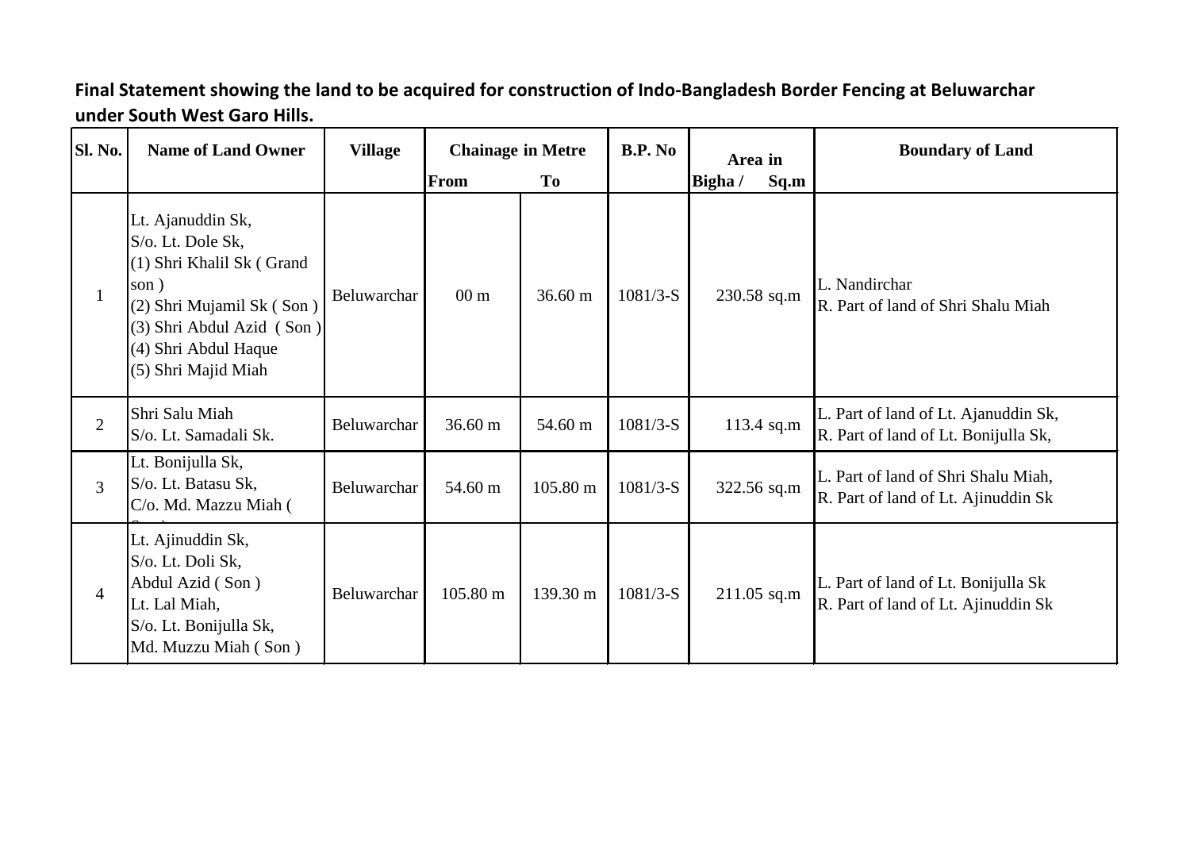**Final Statement showing the land to be acquired for construction of Indo-Bangladesh Border Fencing at Beluwarchar under South West Garo Hills.**

| Sl. No. | Name of Land Owner | Village | Chainage in Metre | | B.P. No | Area in | Boundary of Land |
|---|---|---|---|---|---|---|---|
| | | | From | To | | Bigha / Sq.m | |
| 1 | Lt. Ajanuddin Sk, S/o. Lt. Dole Sk, (1) Shri Khalil Sk ( Grand son ) (2) Shri Mujamil Sk ( Son ) (3) Shri Abdul Azid ( Son ) (4) Shri Abdul Haque (5) Shri Majid Miah | Beluwarchar | 00 m | 36.60 m | 1081/3-S | 230.58 sq.m | L. Nandirchar R. Part of land of Shri Shalu Miah |
| 2 | Shri Salu Miah S/o. Lt. Samadali Sk. | Beluwarchar | 36.60 m | 54.60 m | 1081/3-S | 113.4 sq.m | L. Part of land of Lt. Ajanuddin Sk, R. Part of land of Lt. Bonijulla Sk, |
| 3 | Lt. Bonijulla Sk, S/o. Lt. Batasu Sk, C/o. Md. Mazzu Miah ( Son ) | Beluwarchar | 54.60 m | 105.80 m | 1081/3-S | 322.56 sq.m | L. Part of land of Shri Shalu Miah, R. Part of land of Lt. Ajinuddin Sk |
| 4 | Lt. Ajinuddin Sk, S/o. Lt. Doli Sk, Abdul Azid ( Son ) Lt. Lal Miah, S/o. Lt. Bonijulla Sk, Md. Muzzu Miah ( Son ) | Beluwarchar | 105.80 m | 139.30 m | 1081/3-S | 211.05 sq.m | L. Part of land of Lt. Bonijulla Sk R. Part of land of Lt. Ajinuddin Sk |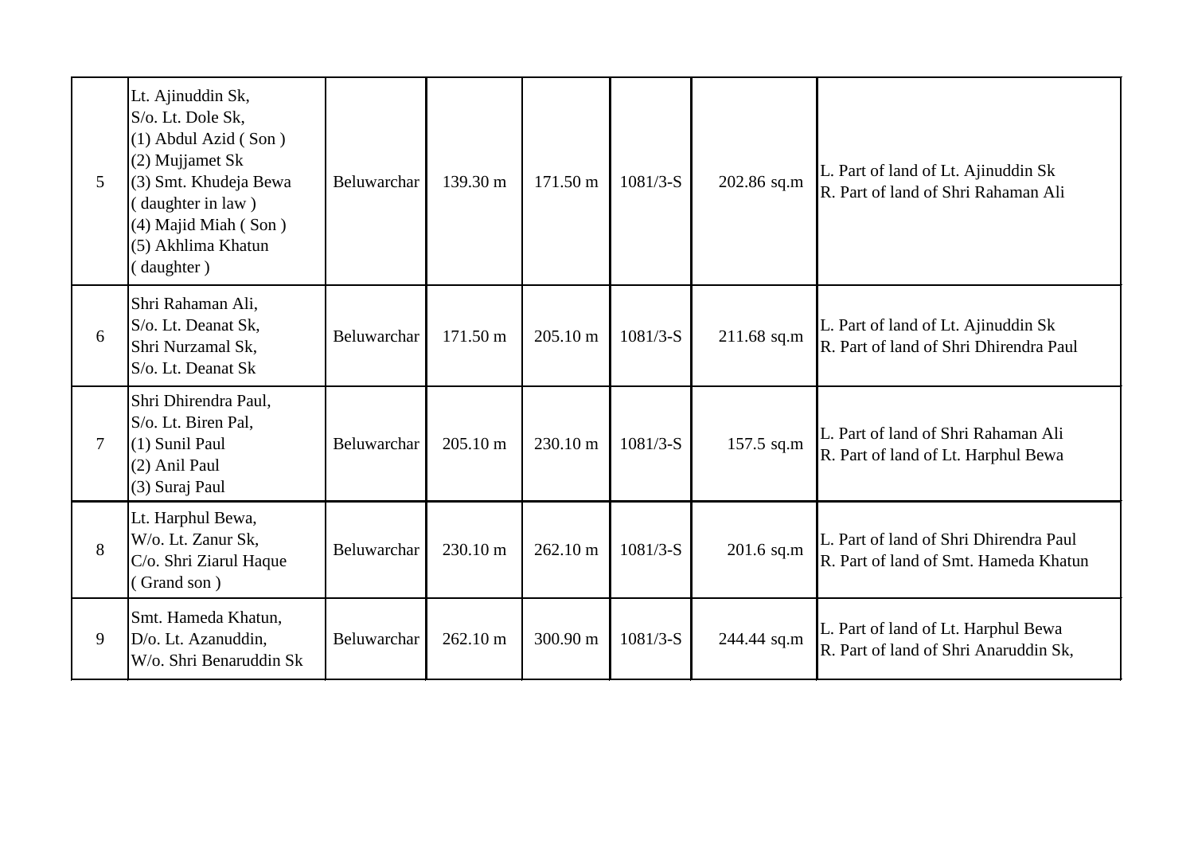| | | | | | | | |
|---|---|---|---|---|---|---|---|
| 5 | Lt. Ajinuddin Sk,<br>S/o. Lt. Dole Sk,<br>(1) Abdul Azid ( Son )<br>(2) Mujjamet Sk<br>(3) Smt. Khudeja Bewa<br>( daughter in law )<br>(4) Majid Miah ( Son )<br>(5) Akhlima Khatun<br>( daughter ) | Beluwarchar | 139.30 m | 171.50 m | 1081/3-S | 202.86 sq.m | L. Part of land of Lt. Ajinuddin Sk<br>R. Part of land of Shri Rahaman Ali |
| 6 | Shri Rahaman Ali,<br>S/o. Lt. Deanat Sk,<br>Shri Nurzamal Sk,<br>S/o. Lt. Deanat Sk | Beluwarchar | 171.50 m | 205.10 m | 1081/3-S | 211.68 sq.m | L. Part of land of Lt. Ajinuddin Sk<br>R. Part of land of Shri Dhirendra Paul |
| 7 | Shri Dhirendra Paul,<br>S/o. Lt. Biren Pal,<br>(1) Sunil Paul<br>(2) Anil Paul<br>(3) Suraj Paul | Beluwarchar | 205.10 m | 230.10 m | 1081/3-S | 157.5 sq.m | L. Part of land of Shri Rahaman Ali<br>R. Part of land of Lt. Harphul Bewa |
| 8 | Lt. Harphul Bewa,<br>W/o. Lt. Zanur Sk,<br>C/o. Shri Ziarul Haque<br>( Grand son ) | Beluwarchar | 230.10 m | 262.10 m | 1081/3-S | 201.6 sq.m | L. Part of land of Shri Dhirendra Paul<br>R. Part of land of Smt. Hameda Khatun |
| 9 | Smt. Hameda Khatun,<br>D/o. Lt. Azanuddin,<br>W/o. Shri Benaruddin Sk | Beluwarchar | 262.10 m | 300.90 m | 1081/3-S | 244.44 sq.m | L. Part of land of Lt. Harphul Bewa<br>R. Part of land of Shri Anaruddin Sk, |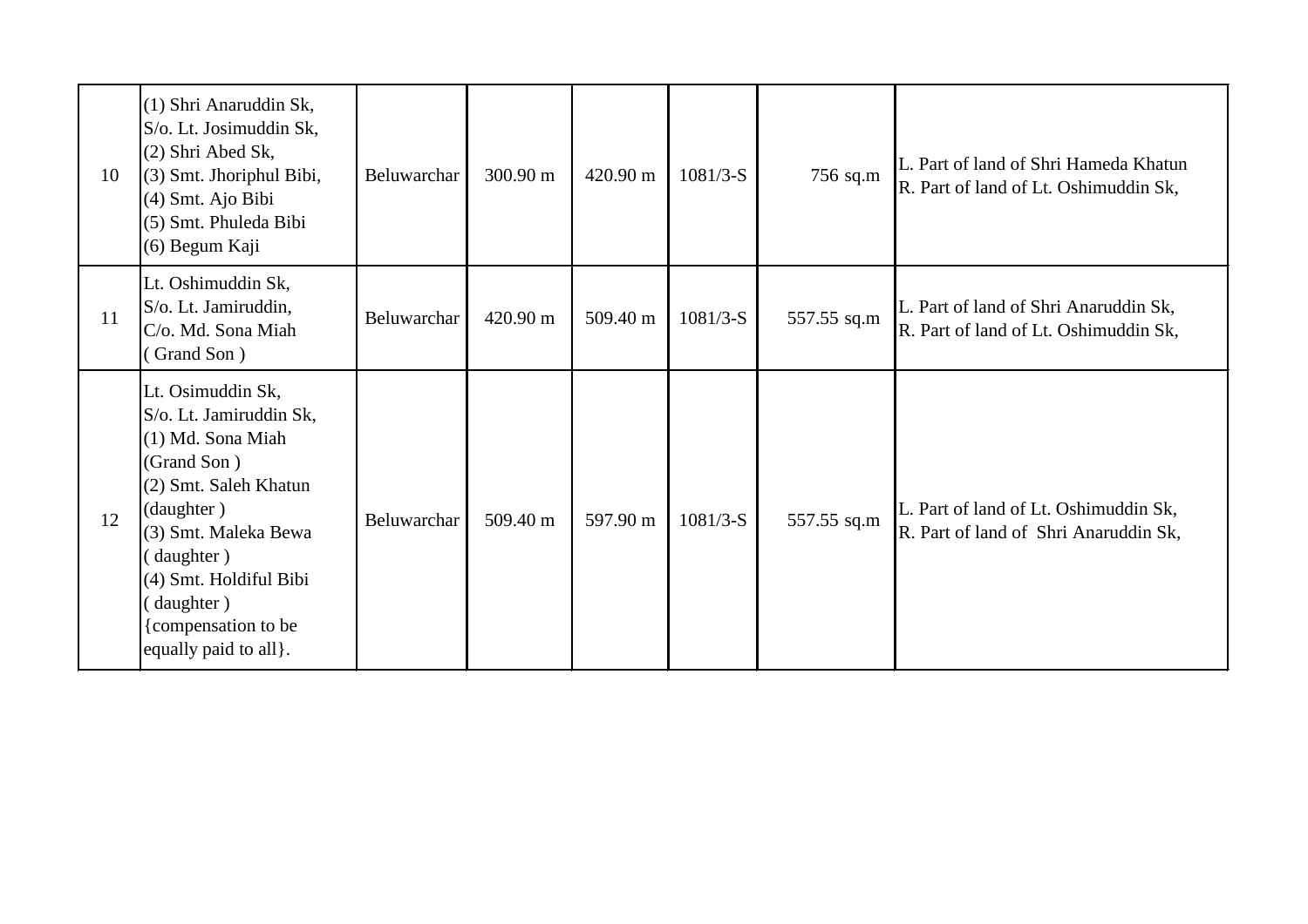| | | | | | | | |
|---|---|---|---|---|---|---|---|
| 10 | (1) Shri Anaruddin Sk, S/o. Lt. Josimuddin Sk, (2) Shri Abed Sk, (3) Smt. Jhoriphul Bibi, (4) Smt. Ajo Bibi (5) Smt. Phuleda Bibi (6) Begum Kaji | Beluwarchar | 300.90 m | 420.90 m | 1081/3-S | 756 sq.m | L. Part of land of Shri Hameda Khatun R. Part of land of Lt. Oshimuddin Sk, |
| 11 | Lt. Oshimuddin Sk, S/o. Lt. Jamiruddin, C/o. Md. Sona Miah ( Grand Son ) | Beluwarchar | 420.90 m | 509.40 m | 1081/3-S | 557.55 sq.m | L. Part of land of Shri Anaruddin Sk, R. Part of land of Lt. Oshimuddin Sk, |
| 12 | Lt. Osimuddin Sk, S/o. Lt. Jamiruddin Sk, (1) Md. Sona Miah (Grand Son ) (2) Smt. Saleh Khatun (daughter ) (3) Smt. Maleka Bewa ( daughter ) (4) Smt. Holdiful Bibi ( daughter ) {compensation to be equally paid to all}. | Beluwarchar | 509.40 m | 597.90 m | 1081/3-S | 557.55 sq.m | L. Part of land of Lt. Oshimuddin Sk, R. Part of land of Shri Anaruddin Sk, |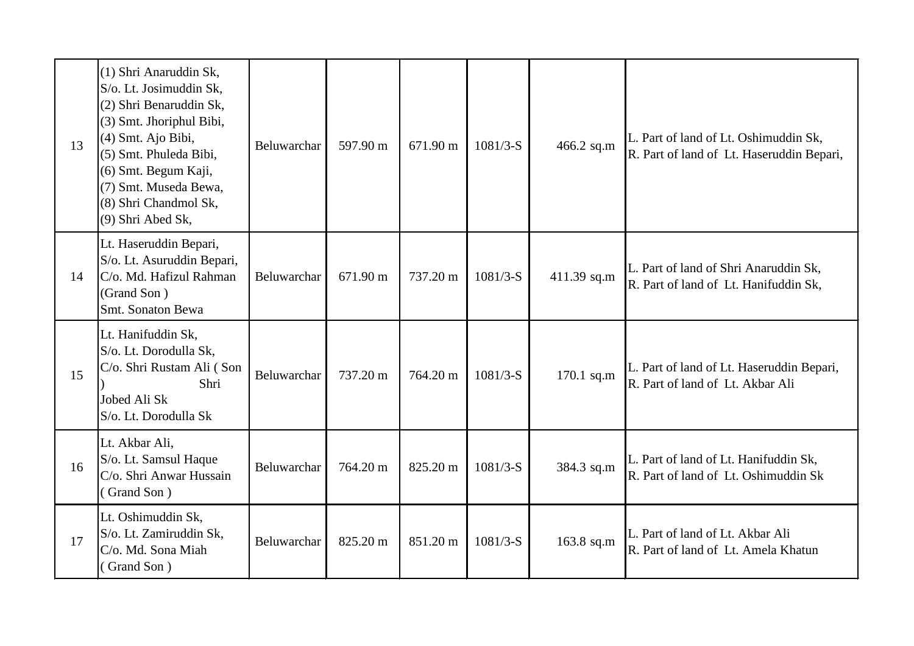| | | | | | | | |
|---|---|---|---|---|---|---|---|
| 13 | (1) Shri Anaruddin Sk,<br>S/o. Lt. Josimuddin Sk,<br>(2) Shri Benaruddin Sk,<br>(3) Smt. Jhoriphul Bibi,<br>(4) Smt. Ajo Bibi,<br>(5) Smt. Phuleda Bibi,<br>(6) Smt. Begum Kaji,<br>(7) Smt. Museda Bewa,<br>(8) Shri Chandmol Sk,<br>(9) Shri Abed Sk, | Beluwarchar | 597.90 m | 671.90 m | 1081/3-S | 466.2 sq.m | L. Part of land of Lt. Oshimuddin Sk,<br>R. Part of land of Lt. Haseruddin Bepari, |
| 14 | Lt. Haseruddin Bepari,<br>S/o. Lt. Asuruddin Bepari,<br>C/o. Md. Hafizul Rahman (Grand Son )<br>Smt. Sonaton Bewa | Beluwarchar | 671.90 m | 737.20 m | 1081/3-S | 411.39 sq.m | L. Part of land of Shri Anaruddin Sk,<br>R. Part of land of Lt. Hanifuddin Sk, |
| 15 | Lt. Hanifuddin Sk,<br>S/o. Lt. Dorodulla Sk,<br>C/o. Shri Rustam Ali ( Son ) Shri Jobed Ali Sk<br>S/o. Lt. Dorodulla Sk | Beluwarchar | 737.20 m | 764.20 m | 1081/3-S | 170.1 sq.m | L. Part of land of Lt. Haseruddin Bepari,<br>R. Part of land of Lt. Akbar Ali |
| 16 | Lt. Akbar Ali,<br>S/o. Lt. Samsul Haque<br>C/o. Shri Anwar Hussain ( Grand Son ) | Beluwarchar | 764.20 m | 825.20 m | 1081/3-S | 384.3 sq.m | L. Part of land of Lt. Hanifuddin Sk,<br>R. Part of land of Lt. Oshimuddin Sk |
| 17 | Lt. Oshimuddin Sk,<br>S/o. Lt. Zamiruddin Sk,<br>C/o. Md. Sona Miah ( Grand Son ) | Beluwarchar | 825.20 m | 851.20 m | 1081/3-S | 163.8 sq.m | L. Part of land of Lt. Akbar Ali<br>R. Part of land of Lt. Amela Khatun |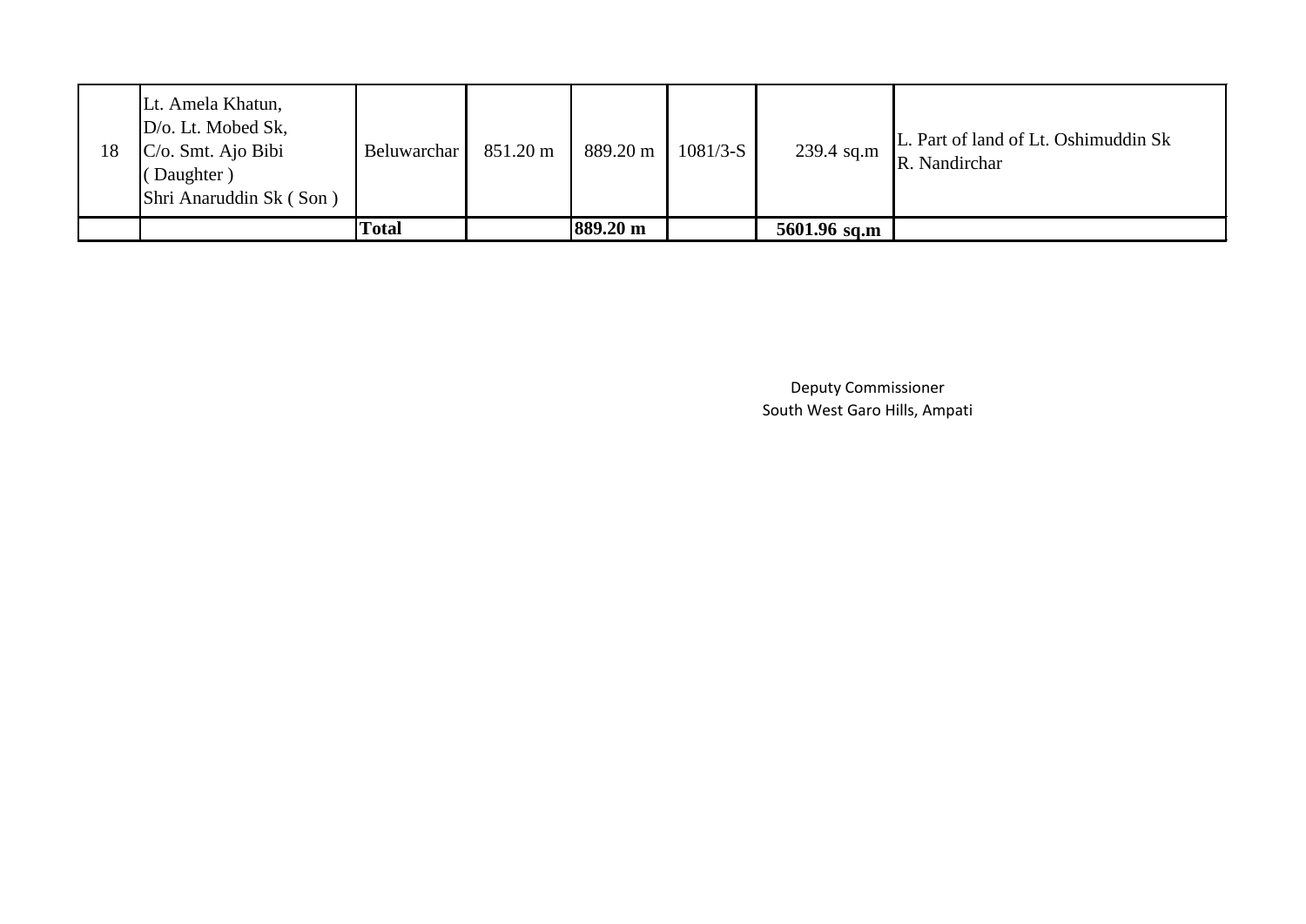| | | | | | | | |
|---|---|---|---|---|---|---|---|
| 18 | Lt. Amela Khatun,<br>D/o. Lt. Mobed Sk,<br>C/o. Smt. Ajo Bibi<br>( Daughter )<br>Shri Anaruddin Sk ( Son ) | Beluwarchar | 851.20 m | 889.20 m | 1081/3-S | 239.4 sq.m | L. Part of land of Lt. Oshimuddin Sk<br>R. Nandirchar |
| | | **Total** | | **889.20 m** | | **5601.96 sq.m** | |

Deputy Commissioner
South West Garo Hills, Ampati